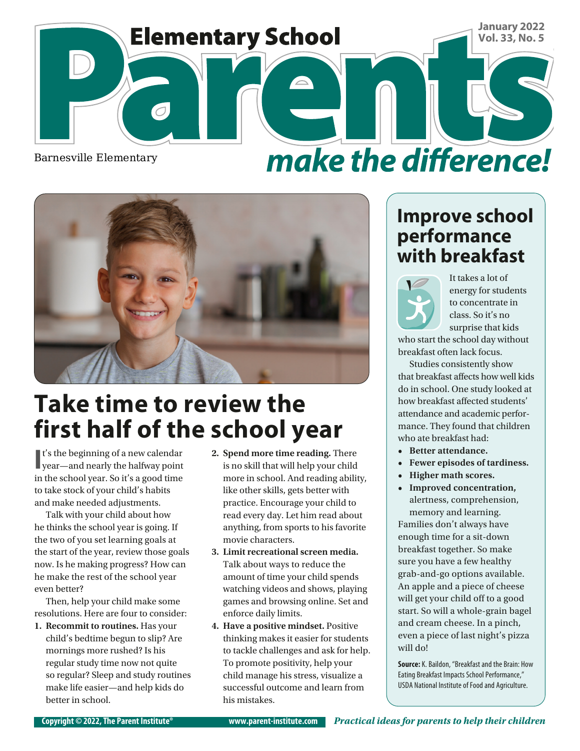# Elementary School Parents make the difference!

January 2022
Vol. 33, No. 5

Barnesville Elementary

## Take time to review the first half of the school year

It's the beginning of a new calendar year—and nearly the halfway point in the school year. So it's a good time to take stock of your child's habits and make needed adjustments.

Talk with your child about how he thinks the school year is going. If the two of you set learning goals at the start of the year, review those goals now. Is he making progress? How can he make the rest of the school year even better?

Then, help your child make some resolutions. Here are four to consider:

1. **Recommit to routines.** Has your child's bedtime begun to slip? Are mornings more rushed? Is his regular study time now not quite so regular? Sleep and study routines make life easier—and help kids do better in school.
2. **Spend more time reading.** There is no skill that will help your child more in school. And reading ability, like other skills, gets better with practice. Encourage your child to read every day. Let him read about anything, from sports to his favorite movie characters.
3. **Limit recreational screen media.** Talk about ways to reduce the amount of time your child spends watching videos and shows, playing games and browsing online. Set and enforce daily limits.
4. **Have a positive mindset.** Positive thinking makes it easier for students to tackle challenges and ask for help. To promote positivity, help your child manage his stress, visualize a successful outcome and learn from his mistakes.

## Improve school performance with breakfast

It takes a lot of energy for students to concentrate in class. So it's no surprise that kids who start the school day without breakfast often lack focus.

Studies consistently show that breakfast affects how well kids do in school. One study looked at how breakfast affected students' attendance and academic performance. They found that children who ate breakfast had:

- **Better attendance.**
- **Fewer episodes of tardiness.**
- **Higher math scores.**
- **Improved concentration,** alertness, comprehension, memory and learning.

Families don't always have enough time for a sit-down breakfast together. So make sure you have a few healthy grab-and-go options available. An apple and a piece of cheese will get your child off to a good start. So will a whole-grain bagel and cream cheese. In a pinch, even a piece of last night's pizza will do!

**Source:** K. Baildon, "Breakfast and the Brain: How Eating Breakfast Impacts School Performance," USDA National Institute of Food and Agriculture.

Copyright © 2022, The Parent Institute® www.parent-institute.com *Practical ideas for parents to help their children*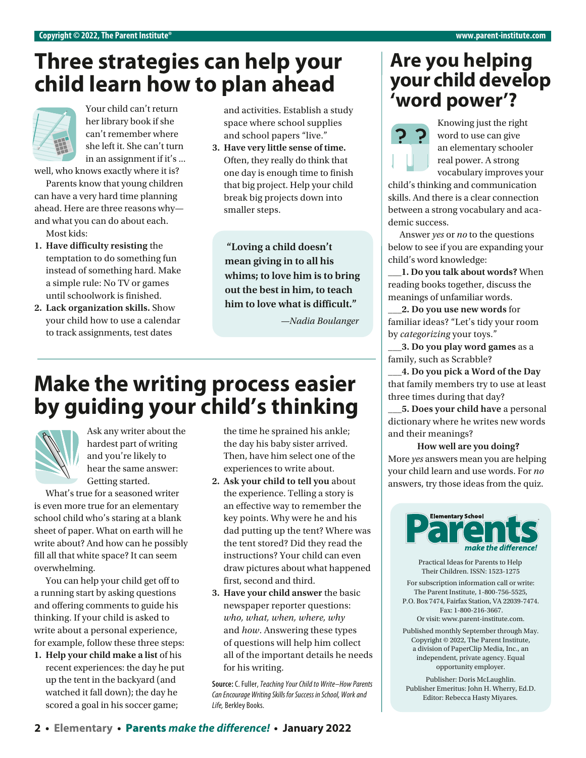# Three strategies can help your child learn how to plan ahead

Your child can't return her library book if she can't remember where she left it. She can't turn in an assignment if it's ... well, who knows exactly where it is?

Parents know that young children can have a very hard time planning ahead. Here are three reasons why—and what you can do about each.

Most kids:

1. **Have difficulty resisting** the temptation to do something fun instead of something hard. Make a simple rule: No TV or games until schoolwork is finished.
2. **Lack organization skills.** Show your child how to use a calendar to track assignments, test dates and activities. Establish a study space where school supplies and school papers "live."
3. **Have very little sense of time.** Often, they really do think that one day is enough time to finish that big project. Help your child break big projects down into smaller steps.

> **"Loving a child doesn't mean giving in to all his whims; to love him is to bring out the best in him, to teach him to love what is difficult."**
>
> *—Nadia Boulanger*

# Make the writing process easier by guiding your child's thinking

Ask any writer about the hardest part of writing and you're likely to hear the same answer: Getting started.

What's true for a seasoned writer is even more true for an elementary school child who's staring at a blank sheet of paper. What on earth will he write about? And how can he possibly fill all that white space? It can seem overwhelming.

You can help your child get off to a running start by asking questions and offering comments to guide his thinking. If your child is asked to write about a personal experience, for example, follow these three steps:

1. **Help your child make a list** of his recent experiences: the day he put up the tent in the backyard (and watched it fall down); the day he scored a goal in his soccer game; the time he sprained his ankle; the day his baby sister arrived. Then, have him select one of the experiences to write about.
2. **Ask your child to tell you** about the experience. Telling a story is an effective way to remember the key points. Why were he and his dad putting up the tent? Where was the tent stored? Did they read the instructions? Your child can even draw pictures about what happened first, second and third.
3. **Have your child answer** the basic newspaper reporter questions: *who, what, when, where, why* and *how*. Answering these types of questions will help him collect all of the important details he needs for his writing.

**Source:** C. Fuller, *Teaching Your Child to Write–How Parents Can Encourage Writing Skills for Success in School, Work and Life,* Berkley Books.

# Are you helping your child develop 'word power'?

Knowing just the right word to use can give an elementary schooler real power. A strong vocabulary improves your child's thinking and communication skills. And there is a clear connection between a strong vocabulary and academic success.

Answer *yes* or *no* to the questions below to see if you are expanding your child's word knowledge:

___**1. Do you talk about words?** When reading books together, discuss the meanings of unfamiliar words.

___**2. Do you use new words** for familiar ideas? "Let's tidy your room by *categorizing* your toys."

___**3. Do you play word games** as a family, such as Scrabble?

___**4. Do you pick a Word of the Day** that family members try to use at least three times during that day?

___**5. Does your child have** a personal dictionary where he writes new words and their meanings?

**How well are you doing?**

More *yes* answers mean you are helping your child learn and use words. For *no* answers, try those ideas from the quiz.

**Elementary School Parents** *make the difference!*

Practical Ideas for Parents to Help Their Children. ISSN: 1523-1275

For subscription information call or write: The Parent Institute, 1-800-756-5525, P.O. Box 7474, Fairfax Station, VA 22039-7474. Fax: 1-800-216-3667. Or visit: www.parent-institute.com.

Published monthly September through May. Copyright © 2022, The Parent Institute, a division of PaperClip Media, Inc., an independent, private agency. Equal opportunity employer.

Publisher: Doris McLaughlin. Publisher Emeritus: John H. Wherry, Ed.D. Editor: Rebecca Hasty Miyares.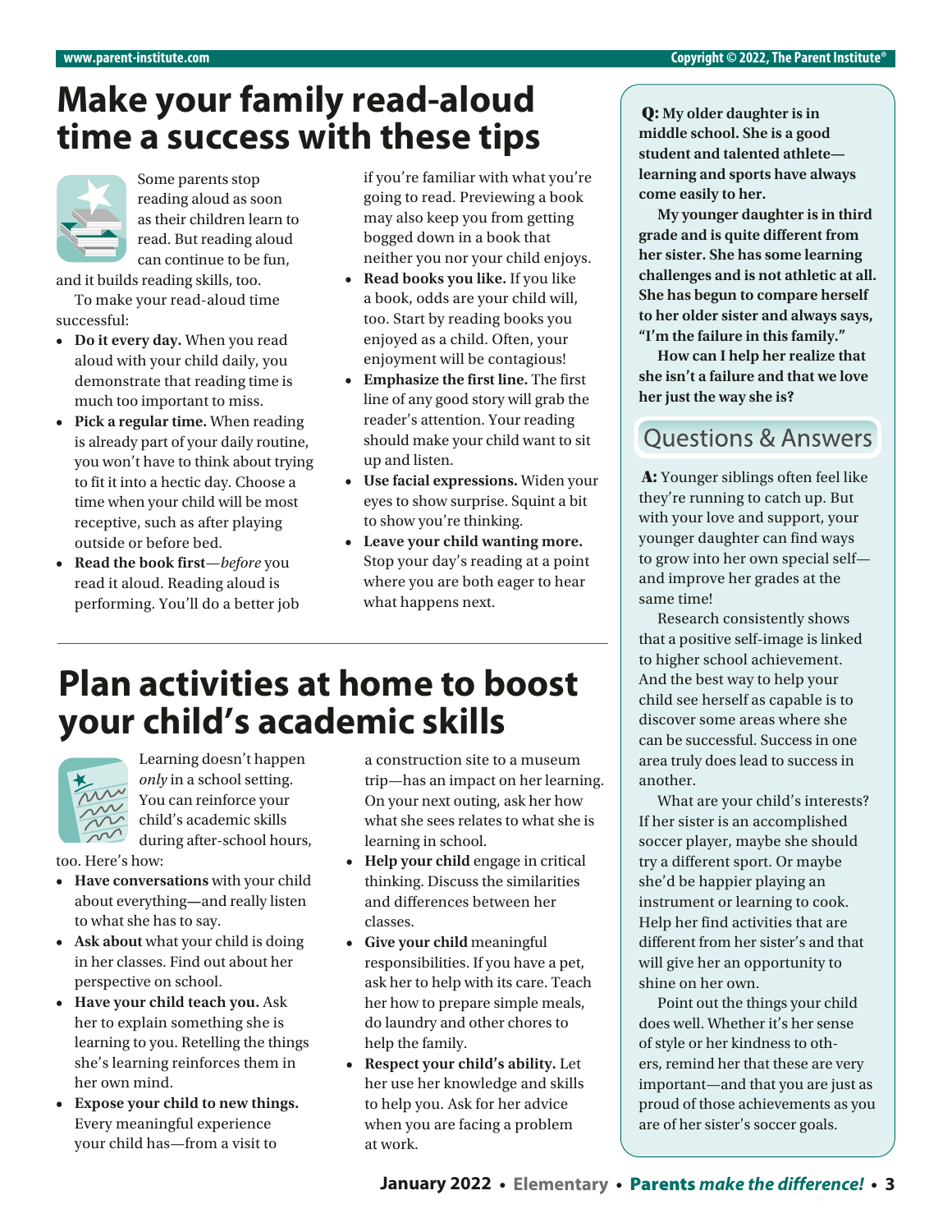# Make your family read-aloud time a success with these tips

Some parents stop reading aloud as soon as their children learn to read. But reading aloud can continue to be fun, and it builds reading skills, too.

To make your read-aloud time successful:

- **Do it every day.** When you read aloud with your child daily, you demonstrate that reading time is much too important to miss.
- **Pick a regular time.** When reading is already part of your daily routine, you won't have to think about trying to fit it into a hectic day. Choose a time when your child will be most receptive, such as after playing outside or before bed.
- **Read the book first**—*before* you read it aloud. Reading aloud is performing. You'll do a better job if you're familiar with what you're going to read. Previewing a book may also keep you from getting bogged down in a book that neither you nor your child enjoys.
- **Read books you like.** If you like a book, odds are your child will, too. Start by reading books you enjoyed as a child. Often, your enjoyment will be contagious!
- **Emphasize the first line.** The first line of any good story will grab the reader's attention. Your reading should make your child want to sit up and listen.
- **Use facial expressions.** Widen your eyes to show surprise. Squint a bit to show you're thinking.
- **Leave your child wanting more.** Stop your day's reading at a point where you are both eager to hear what happens next.

# Plan activities at home to boost your child's academic skills

Learning doesn't happen *only* in a school setting. You can reinforce your child's academic skills during after-school hours, too. Here's how:

- **Have conversations** with your child about everything—and really listen to what she has to say.
- **Ask about** what your child is doing in her classes. Find out about her perspective on school.
- **Have your child teach you.** Ask her to explain something she is learning to you. Retelling the things she's learning reinforces them in her own mind.
- **Expose your child to new things.** Every meaningful experience your child has—from a visit to a construction site to a museum trip—has an impact on her learning. On your next outing, ask her how what she sees relates to what she is learning in school.
- **Help your child** engage in critical thinking. Discuss the similarities and differences between her classes.
- **Give your child** meaningful responsibilities. If you have a pet, ask her to help with its care. Teach her how to prepare simple meals, do laundry and other chores to help the family.
- **Respect your child's ability.** Let her use her knowledge and skills to help you. Ask for her advice when you are facing a problem at work.

## Questions & Answers

**Q: My older daughter is in middle school. She is a good student and talented athlete—learning and sports have always come easily to her.**

**My younger daughter is in third grade and is quite different from her sister. She has some learning challenges and is not athletic at all. She has begun to compare herself to her older sister and always says, "I'm the failure in this family."**

**How can I help her realize that she isn't a failure and that we love her just the way she is?**

**A:** Younger siblings often feel like they're running to catch up. But with your love and support, your younger daughter can find ways to grow into her own special self—and improve her grades at the same time!

Research consistently shows that a positive self-image is linked to higher school achievement. And the best way to help your child see herself as capable is to discover some areas where she can be successful. Success in one area truly does lead to success in another.

What are your child's interests? If her sister is an accomplished soccer player, maybe she should try a different sport. Or maybe she'd be happier playing an instrument or learning to cook. Help her find activities that are different from her sister's and that will give her an opportunity to shine on her own.

Point out the things your child does well. Whether it's her sense of style or her kindness to others, remind her that these are very important—and that you are just as proud of those achievements as you are of her sister's soccer goals.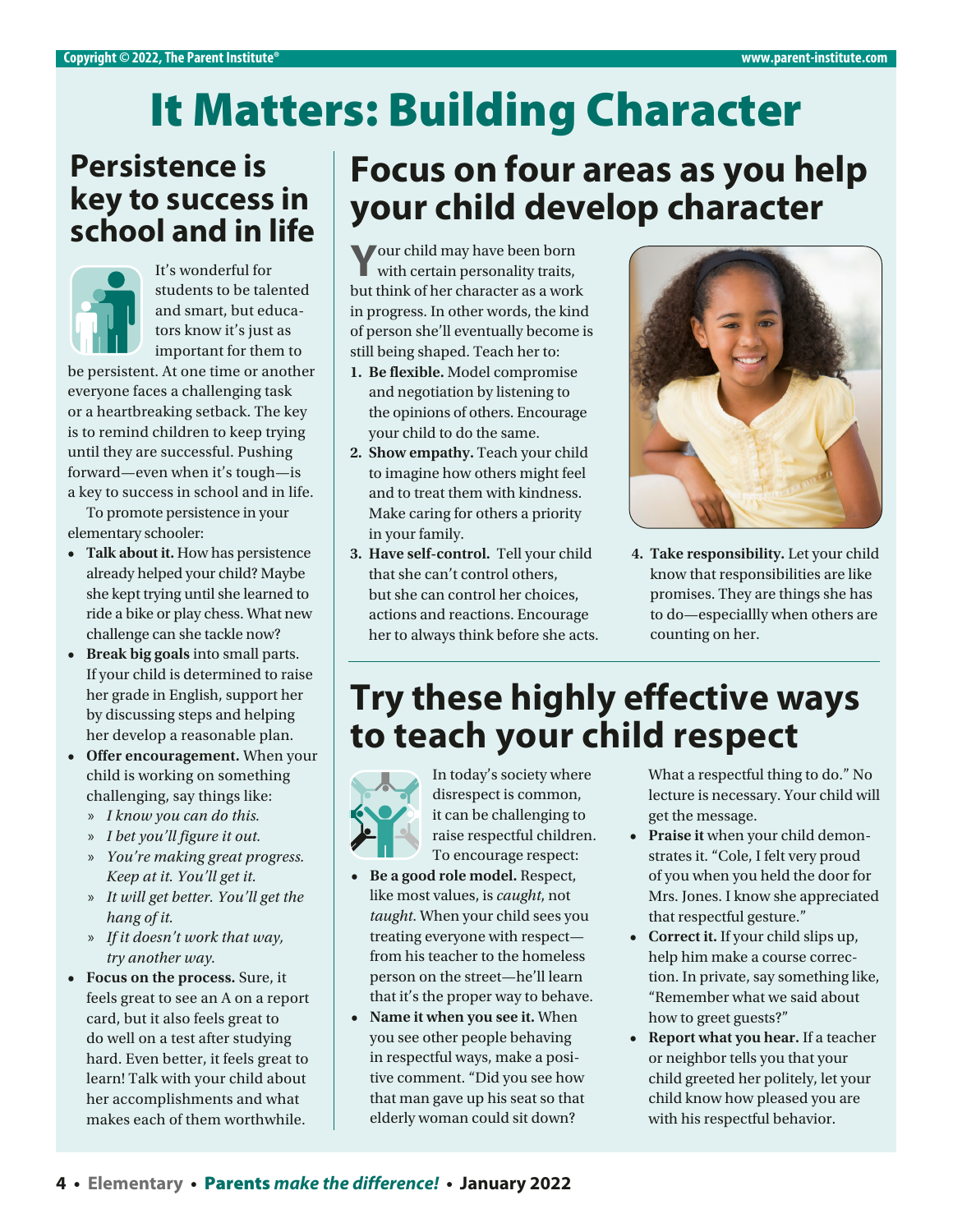# It Matters: Building Character

## Persistence is key to success in school and in life

It's wonderful for students to be talented and smart, but educators know it's just as important for them to be persistent. At one time or another everyone faces a challenging task or a heartbreaking setback. The key is to remind children to keep trying until they are successful. Pushing forward—even when it's tough—is a key to success in school and in life.

To promote persistence in your elementary schooler:

- **Talk about it.** How has persistence already helped your child? Maybe she kept trying until she learned to ride a bike or play chess. What new challenge can she tackle now?
- **Break big goals** into small parts. If your child is determined to raise her grade in English, support her by discussing steps and helping her develop a reasonable plan.
- **Offer encouragement.** When your child is working on something challenging, say things like:
  - *I know you can do this.*
  - *I bet you'll figure it out.*
  - *You're making great progress. Keep at it. You'll get it.*
  - *It will get better. You'll get the hang of it.*
  - *If it doesn't work that way, try another way.*
- **Focus on the process.** Sure, it feels great to see an A on a report card, but it also feels great to do well on a test after studying hard. Even better, it feels great to learn! Talk with your child about her accomplishments and what makes each of them worthwhile.

## Focus on four areas as you help your child develop character

Your child may have been born with certain personality traits, but think of her character as a work in progress. In other words, the kind of person she'll eventually become is still being shaped. Teach her to:

1. **Be flexible.** Model compromise and negotiation by listening to the opinions of others. Encourage your child to do the same.
2. **Show empathy.** Teach your child to imagine how others might feel and to treat them with kindness. Make caring for others a priority in your family.
3. **Have self-control.** Tell your child that she can't control others, but she can control her choices, actions and reactions. Encourage her to always think before she acts.
4. **Take responsibility.** Let your child know that responsibilities are like promises. They are things she has to do—especiallly when others are counting on her.

## Try these highly effective ways to teach your child respect

In today's society where disrespect is common, it can be challenging to raise respectful children. To encourage respect:

- **Be a good role model.** Respect, like most values, is *caught*, not *taught*. When your child sees you treating everyone with respect—from his teacher to the homeless person on the street—he'll learn that it's the proper way to behave.
- **Name it when you see it.** When you see other people behaving in respectful ways, make a positive comment. "Did you see how that man gave up his seat so that elderly woman could sit down? What a respectful thing to do." No lecture is necessary. Your child will get the message.
- **Praise it** when your child demonstrates it. "Cole, I felt very proud of you when you held the door for Mrs. Jones. I know she appreciated that respectful gesture."
- **Correct it.** If your child slips up, help him make a course correction. In private, say something like, "Remember what we said about how to greet guests?"
- **Report what you hear.** If a teacher or neighbor tells you that your child greeted her politely, let your child know how pleased you are with his respectful behavior.